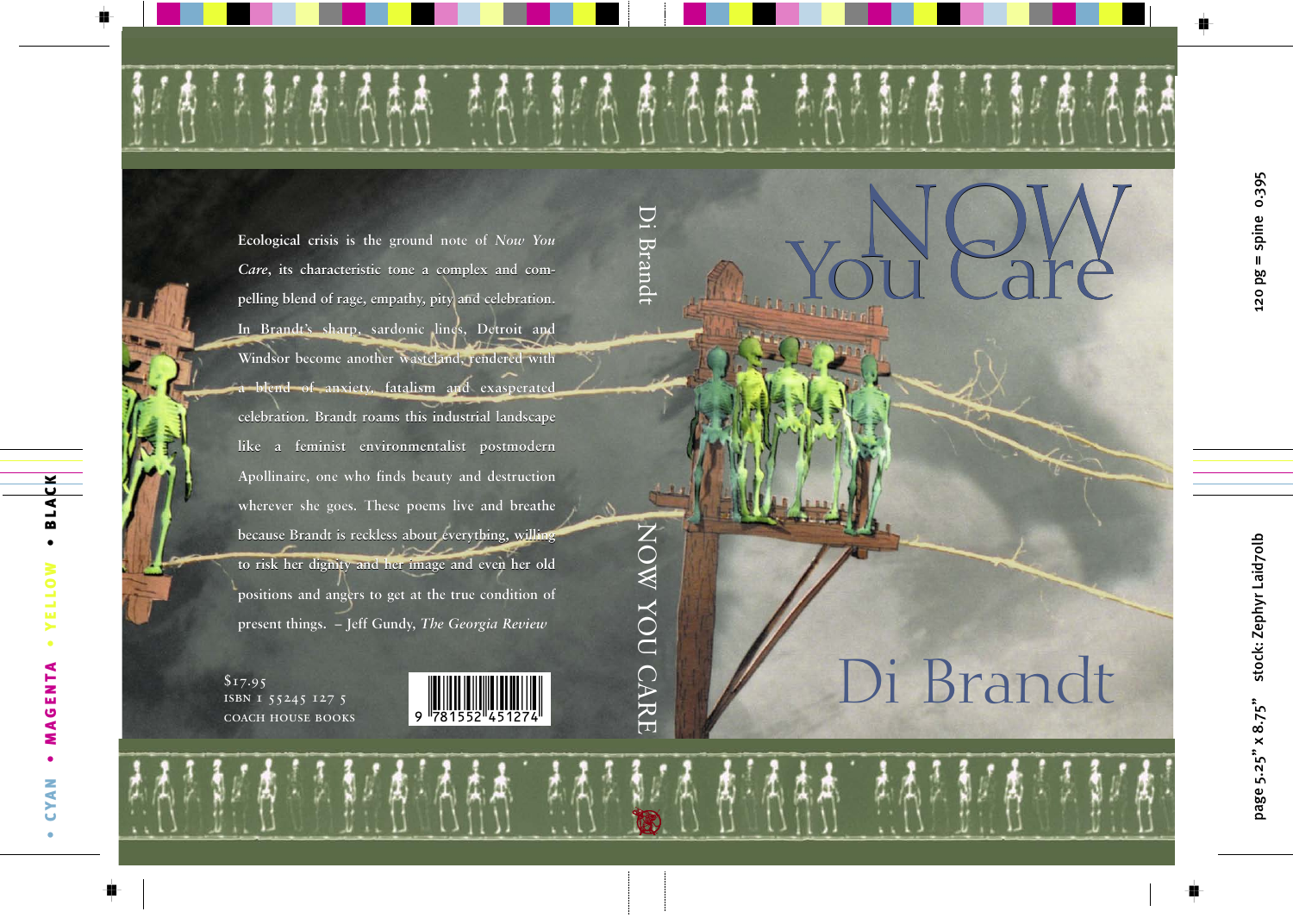# NOW You Care

## Di Brandt

Ecological crisis is the ground note of *Now You Care*, its characteristic tone a complex and compelling blend of rage, empathy, pity and celebration. In Brandt's sharp, sardonic lines, Detroit and Windsor become another wasteland, rendered with a blend of anxiety, fatalism and exasperated celebration. Brandt roams this industrial landscape like a feminist environmentalist postmodern Apollinaire, one who finds beauty and destruction wherever she goes. These poems live and breathe because Brandt is reckless about everything, willing to risk her dignity and her image and even her old positions and angers to get at the true condition of present things. – Jeff Gundy, *The Georgia Review*

$17.95
ISBN 1 55245 127 5
COACH HOUSE BOOKS

9 781552 451274

Di Brandt
NOW YOU CARE

120 pg = spine 0.395
page 5.25" x 8.75" stock: Zephyr Laid70lb

• CYAN • MAGENTA • YELLOW • BLACK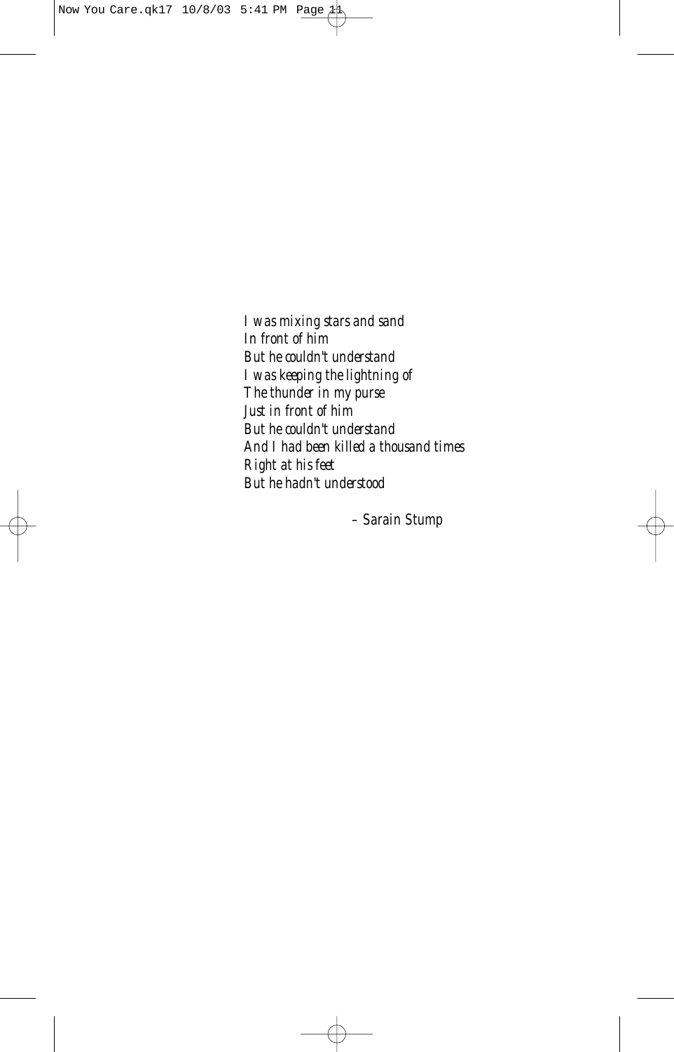*I was mixing stars and sand*
*In front of him*
*But he couldn't understand*
*I was keeping the lightning of*
*The thunder in my purse*
*Just in front of him*
*But he couldn't understand*
*And I had been killed a thousand times*
*Right at his feet*
*But he hadn't understood*

– Sarain Stump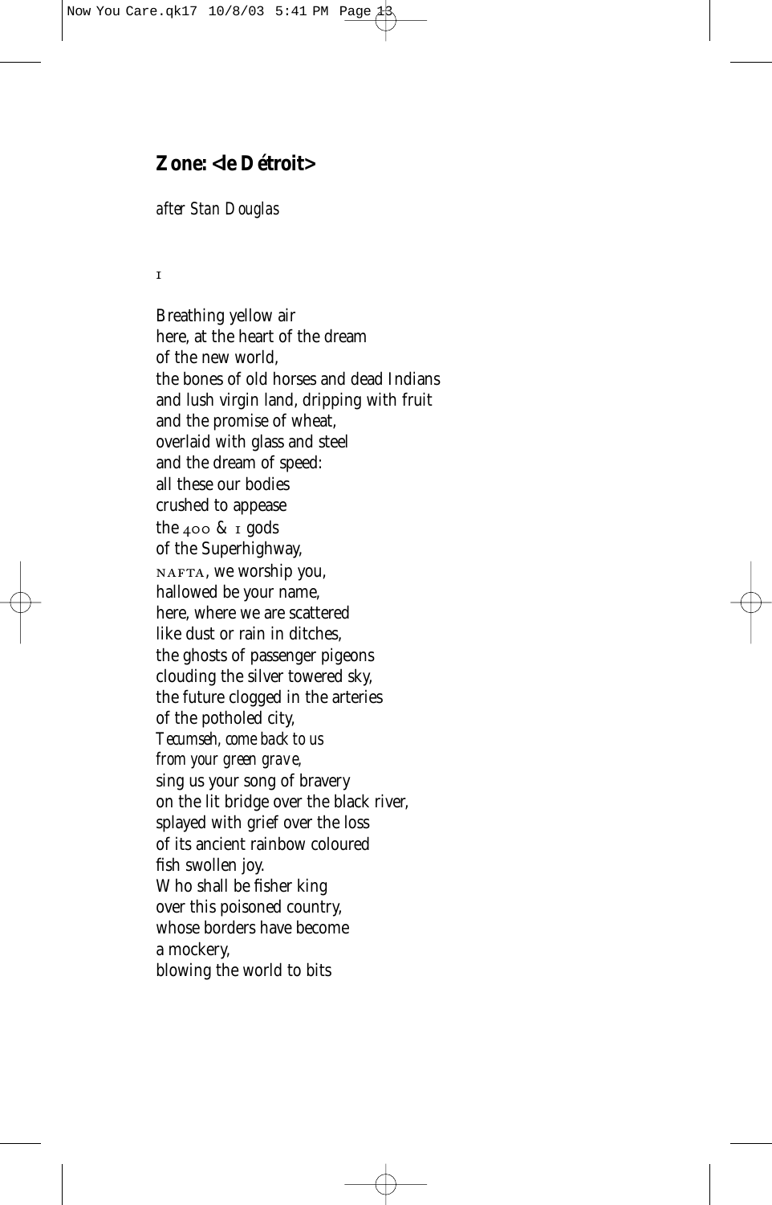## Zone: <le Détroit>

*after Stan Douglas*

I

Breathing yellow air  
here, at the heart of the dream  
of the new world,  
the bones of old horses and dead Indians  
and lush virgin land, dripping with fruit  
and the promise of wheat,  
overlaid with glass and steel  
and the dream of speed:  
all these our bodies  
crushed to appease  
the 400 & 1 gods  
of the Superhighway,  
NAFTA, we worship you,  
hallowed be your name,  
here, where we are scattered  
like dust or rain in ditches,  
the ghosts of passenger pigeons  
clouding the silver towered sky,  
the future clogged in the arteries  
of the potholed city,  
*Tecumseh, come back to us*  
*from your green grave,*  
sing us your song of bravery  
on the lit bridge over the black river,  
splayed with grief over the loss  
of its ancient rainbow coloured  
fish swollen joy.  
Who shall be fisher king  
over this poisoned country,  
whose borders have become  
a mockery,  
blowing the world to bits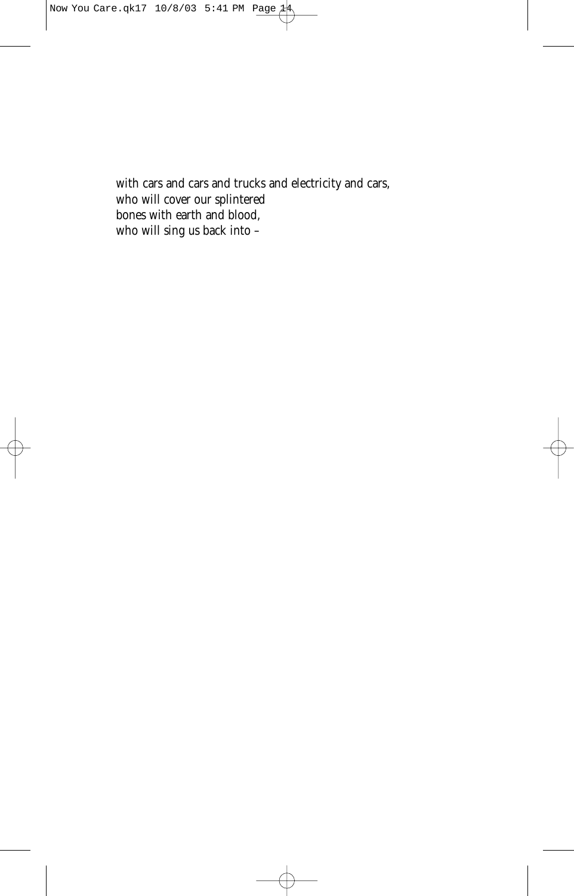with cars and cars and trucks and electricity and cars,
who will cover our splintered
bones with earth and blood,
who will sing us back into –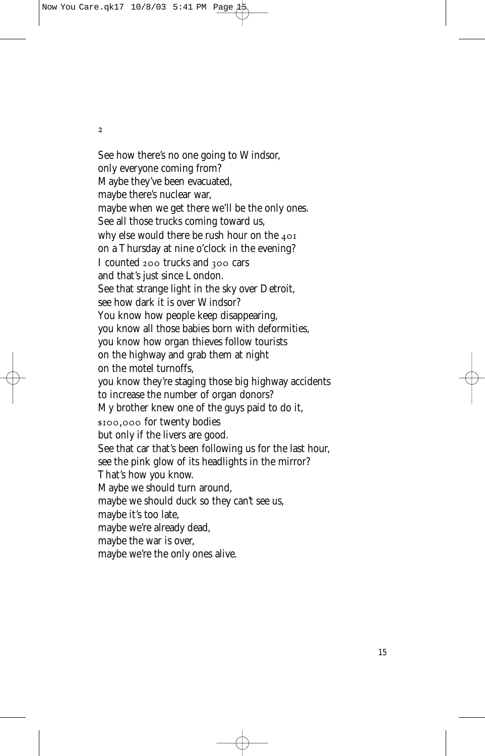2

See how there's no one going to Windsor,
only everyone coming from?
Maybe they've been evacuated,
maybe there's nuclear war,
maybe when we get there we'll be the only ones.
See all those trucks coming toward us,
why else would there be rush hour on the 401
on a Thursday at nine o'clock in the evening?
I counted 200 trucks and 300 cars
and that's just since London.
See that strange light in the sky over Detroit,
see how dark it is over Windsor?
You know how people keep disappearing,
you know all those babies born with deformities,
you know how organ thieves follow tourists
on the highway and grab them at night
on the motel turnoffs,
you know they're staging those big highway accidents
to increase the number of organ donors?
My brother knew one of the guys paid to do it,
$100,000 for twenty bodies
but only if the livers are good.
See that car that's been following us for the last hour,
see the pink glow of its headlights in the mirror?
That's how you know.
Maybe we should turn around,
maybe we should duck so they can't see us,
maybe it's too late,
maybe we're already dead,
maybe the war is over,
maybe we're the only ones alive.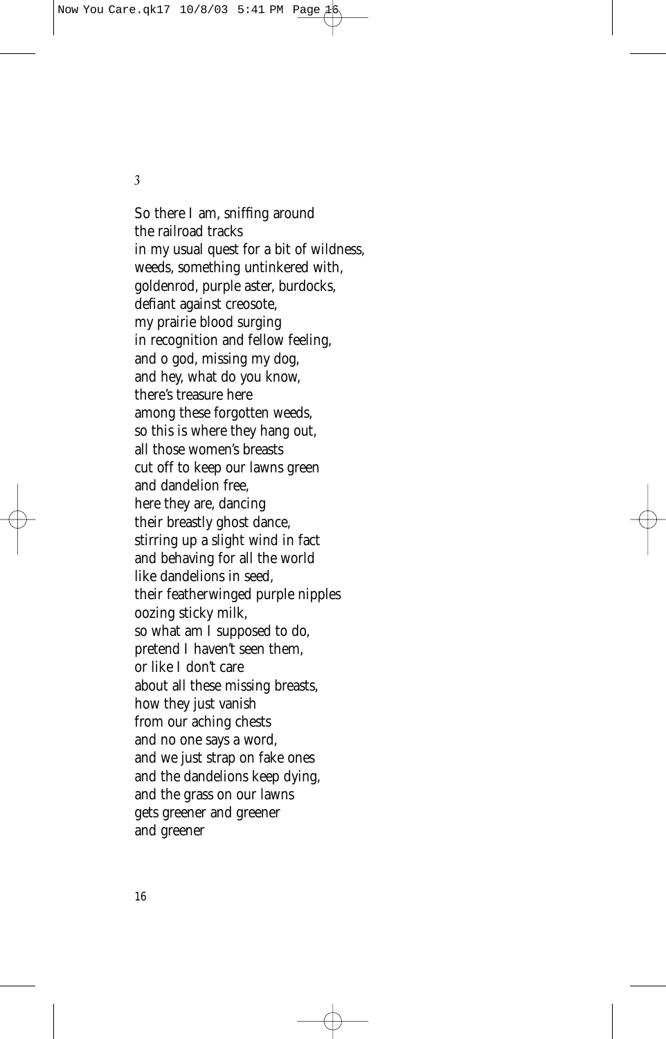3

So there I am, sniffing around
the railroad tracks
in my usual quest for a bit of wildness,
weeds, something untinkered with,
goldenrod, purple aster, burdocks,
defiant against creosote,
my prairie blood surging
in recognition and fellow feeling,
and o god, missing my dog,
and hey, what do you know,
there's treasure here
among these forgotten weeds,
so this is where they hang out,
all those women's breasts
cut off to keep our lawns green
and dandelion free,
here they are, dancing
their breastly ghost dance,
stirring up a slight wind in fact
and behaving for all the world
like dandelions in seed,
their featherwinged purple nipples
oozing sticky milk,
so what am I supposed to do,
pretend I haven't seen them,
or like I don't care
about all these missing breasts,
how they just vanish
from our aching chests
and no one says a word,
and we just strap on fake ones
and the dandelions keep dying,
and the grass on our lawns
gets greener and greener
and greener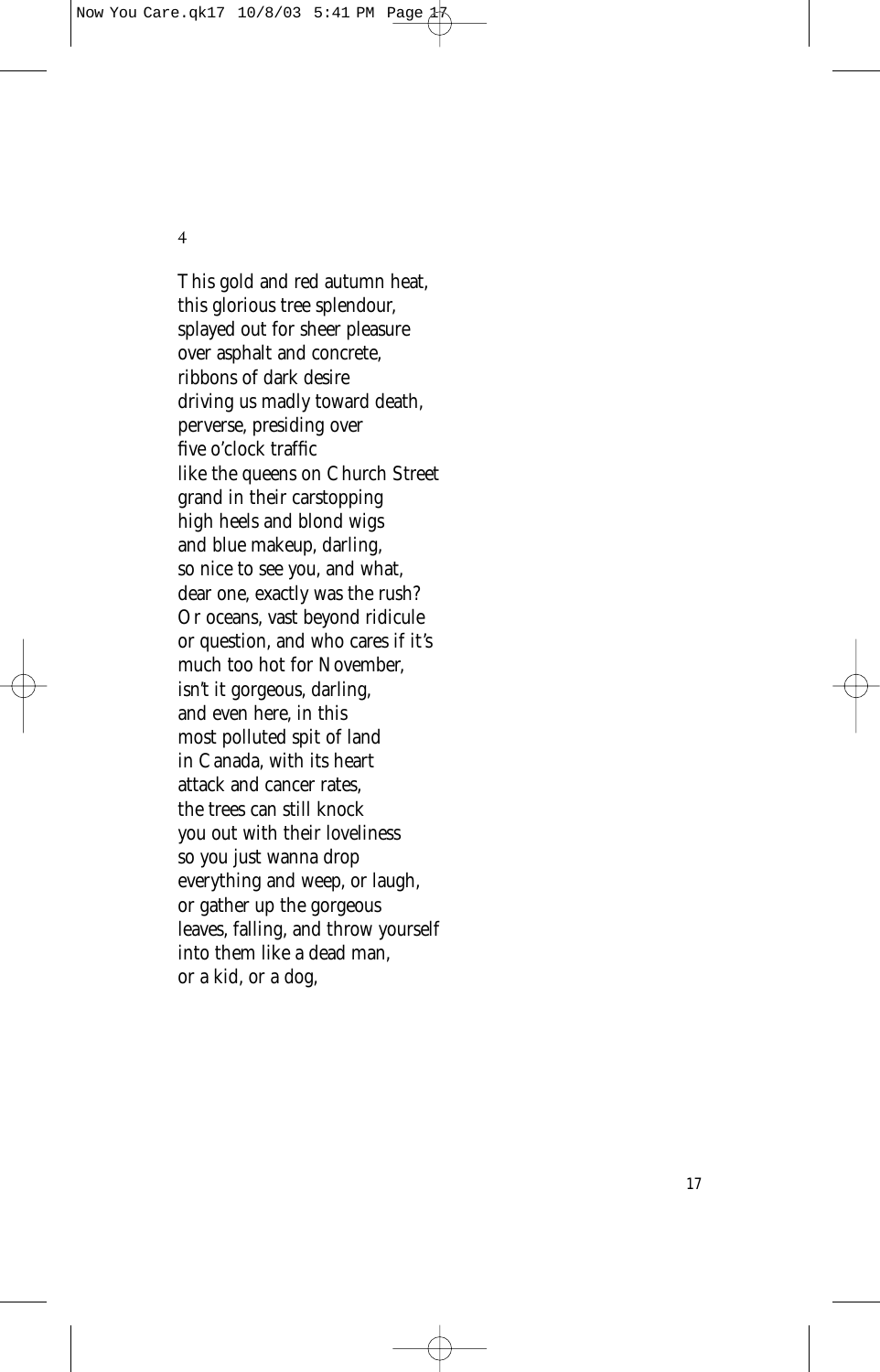4

This gold and red autumn heat,  
this glorious tree splendour,  
splayed out for sheer pleasure  
over asphalt and concrete,  
ribbons of dark desire  
driving us madly toward death,  
perverse, presiding over  
five o'clock traffic  
like the queens on Church Street  
grand in their carstopping  
high heels and blond wigs  
and blue makeup, darling,  
so nice to see you, and what,  
dear one, exactly was the rush?  
Or oceans, vast beyond ridicule  
or question, and who cares if it's  
much too hot for November,  
isn't it gorgeous, darling,  
and even here, in this  
most polluted spit of land  
in Canada, with its heart  
attack and cancer rates,  
the trees can still knock  
you out with their loveliness  
so you just wanna drop  
everything and weep, or laugh,  
or gather up the gorgeous  
leaves, falling, and throw yourself  
into them like a dead man,  
or a kid, or a dog,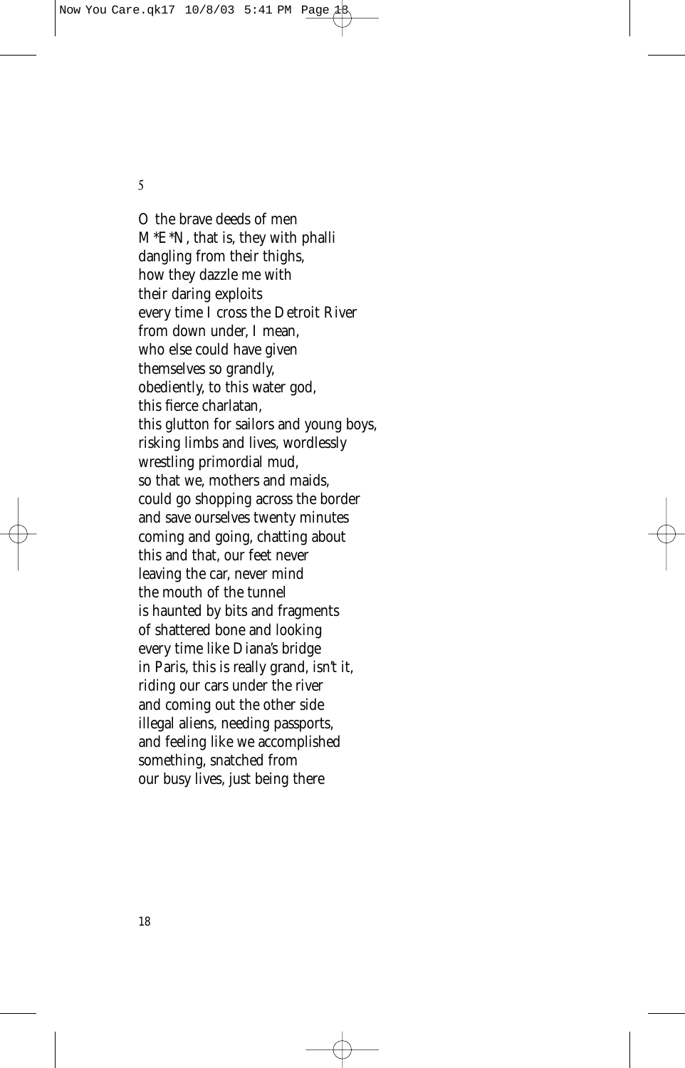*5*

O the brave deeds of men  
M*E*N, that is, they with phalli  
dangling from their thighs,  
how they dazzle me with  
their daring exploits  
every time I cross the Detroit River  
from down under, I mean,  
who else could have given  
themselves so grandly,  
obediently, to this water god,  
this fierce charlatan,  
this glutton for sailors and young boys,  
risking limbs and lives, wordlessly  
wrestling primordial mud,  
so that we, mothers and maids,  
could go shopping across the border  
and save ourselves twenty minutes  
coming and going, chatting about  
this and that, our feet never  
leaving the car, never mind  
the mouth of the tunnel  
is haunted by bits and fragments  
of shattered bone and looking  
every time like Diana's bridge  
in Paris, this is really grand, isn't it,  
riding our cars under the river  
and coming out the other side  
illegal aliens, needing passports,  
and feeling like we accomplished  
something, snatched from  
our busy lives, just being there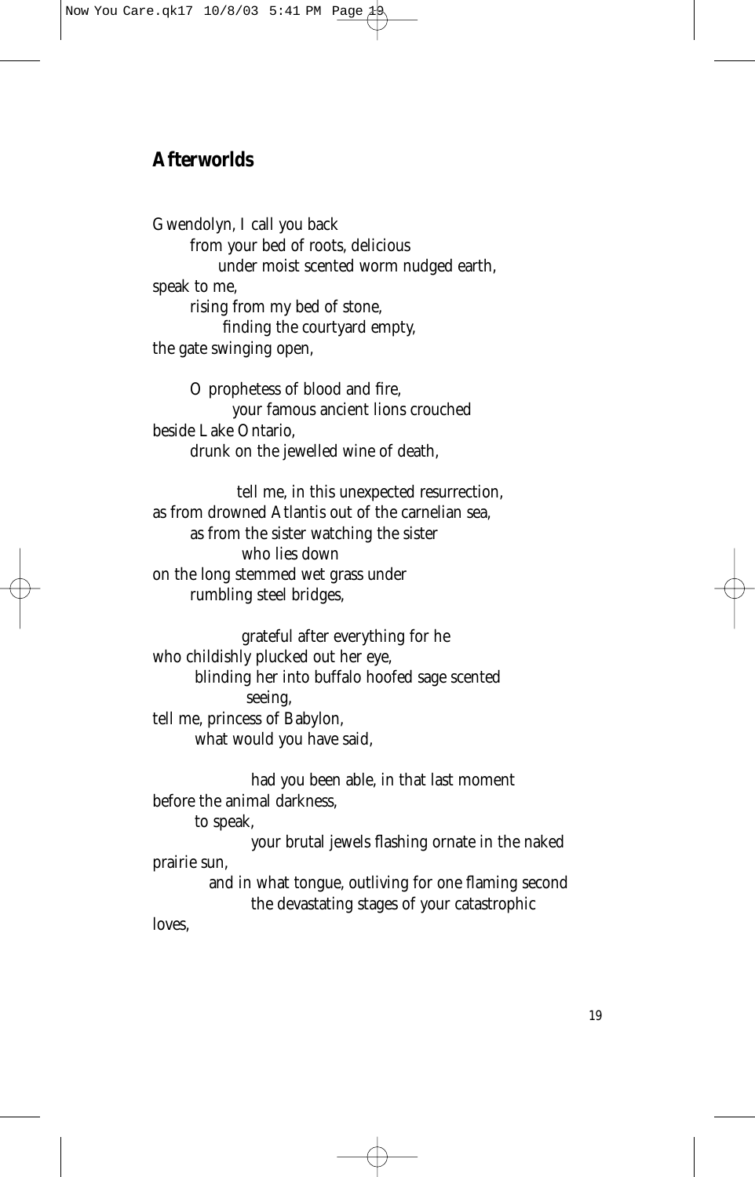## Afterworlds

Gwendolyn, I call you back
from your bed of roots, delicious
under moist scented worm nudged earth,
speak to me,
rising from my bed of stone,
finding the courtyard empty,
the gate swinging open,

O prophetess of blood and fire,
your famous ancient lions crouched
beside Lake Ontario,
drunk on the jewelled wine of death,

tell me, in this unexpected resurrection,
as from drowned Atlantis out of the carnelian sea,
as from the sister watching the sister
who lies down
on the long stemmed wet grass under
rumbling steel bridges,

grateful after everything for he
who childishly plucked out her eye,
blinding her into buffalo hoofed sage scented
seeing,
tell me, princess of Babylon,
what would you have said,

had you been able, in that last moment
before the animal darkness,
to speak,
your brutal jewels flashing ornate in the naked
prairie sun,
and in what tongue, outliving for one flaming second
the devastating stages of your catastrophic
loves,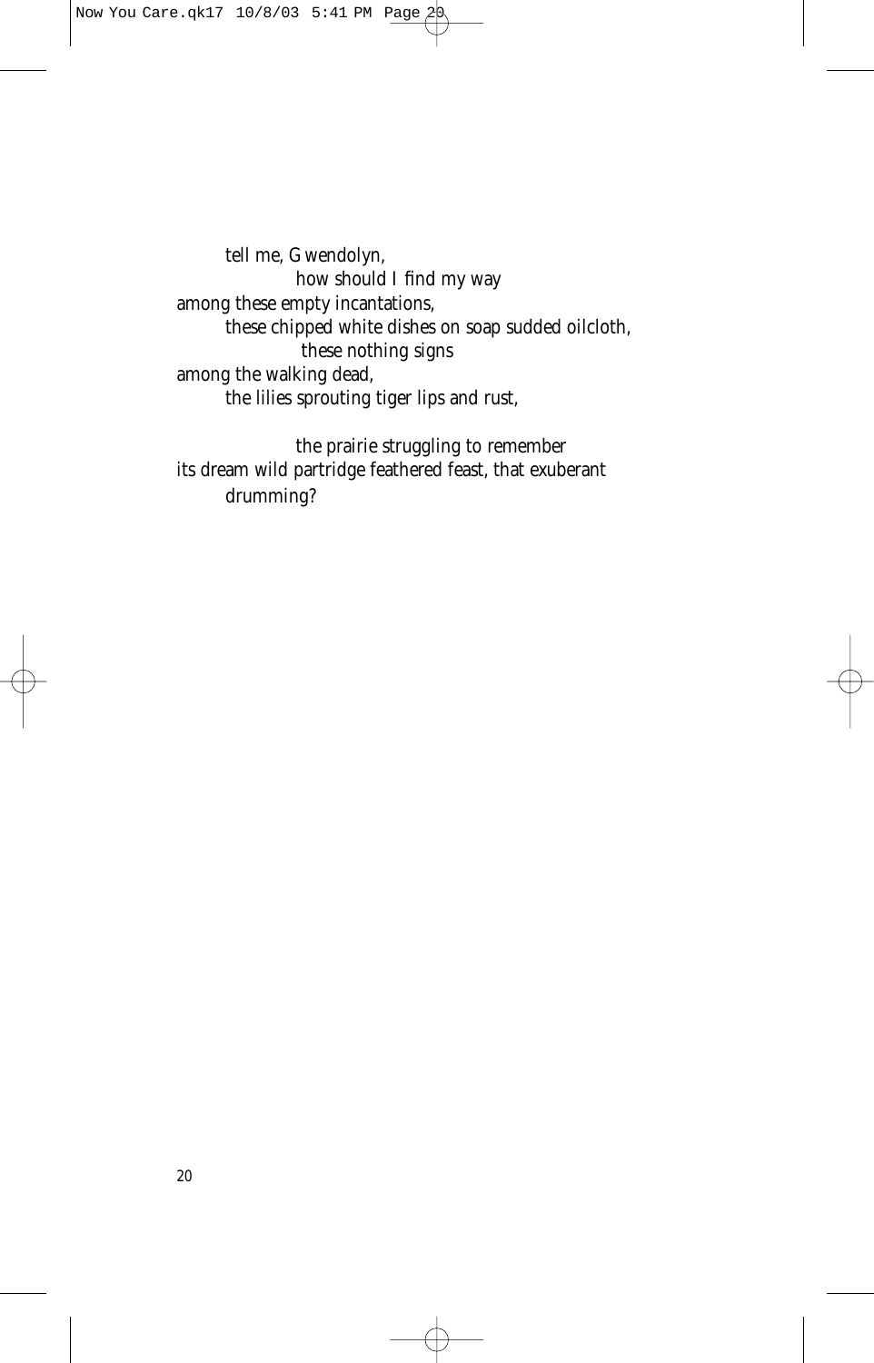tell me, Gwendolyn,
how should I find my way
among these empty incantations,
these chipped white dishes on soap sudded oilcloth,
these nothing signs
among the walking dead,
the lilies sprouting tiger lips and rust,

the prairie struggling to remember
its dream wild partridge feathered feast, that exuberant
drumming?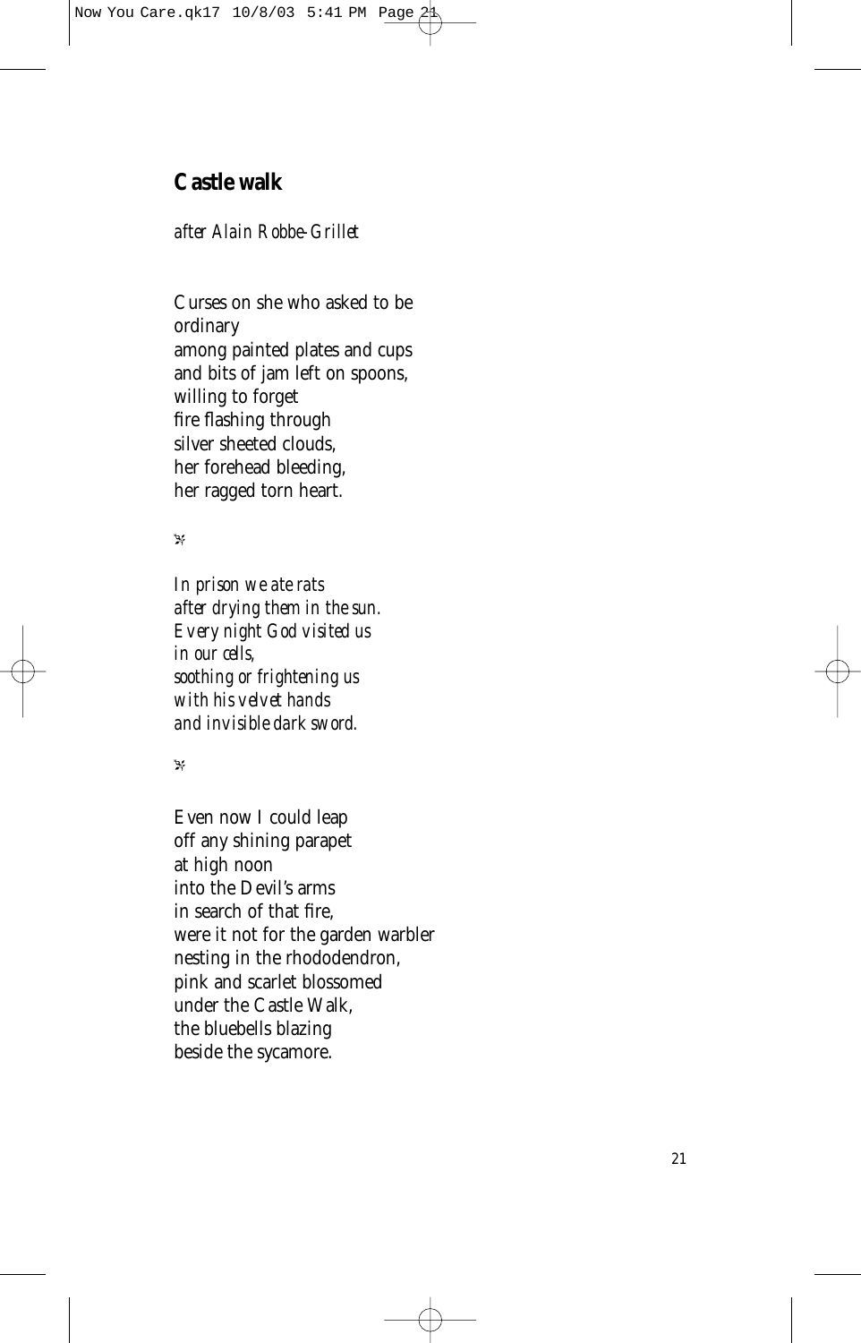## Castle walk

*after Alain Robbe-Grillet*

Curses on she who asked to be  
ordinary  
among painted plates and cups  
and bits of jam left on spoons,  
willing to forget  
fire flashing through  
silver sheeted clouds,  
her forehead bleeding,  
her ragged torn heart.

❧

*In prison we ate rats*  
*after drying them in the sun.*  
*Every night God visited us*  
*in our cells,*  
*soothing or frightening us*  
*with his velvet hands*  
*and invisible dark sword.*

❧

Even now I could leap  
off any shining parapet  
at high noon  
into the Devil's arms  
in search of that fire,  
were it not for the garden warbler  
nesting in the rhododendron,  
pink and scarlet blossomed  
under the Castle Walk,  
the bluebells blazing  
beside the sycamore.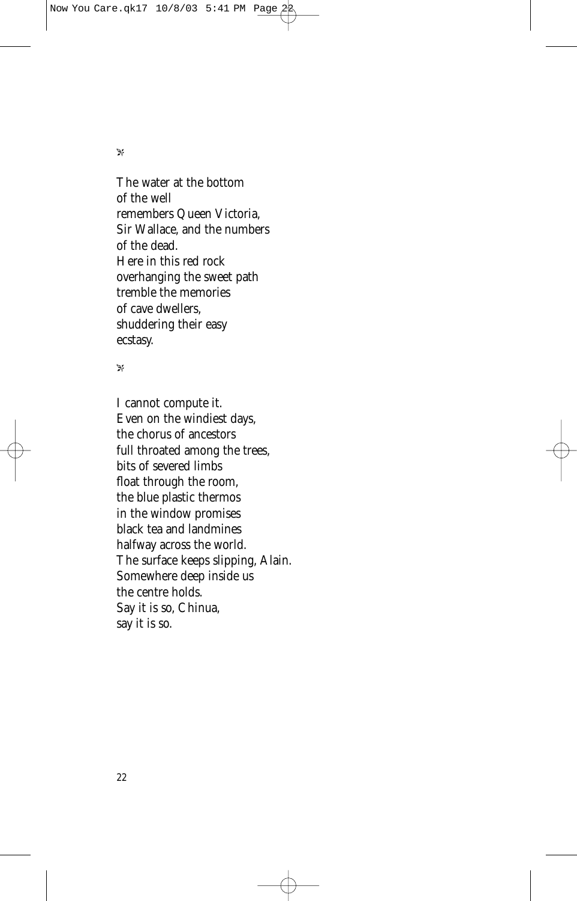❦

The water at the bottom  
of the well  
remembers Queen Victoria,  
Sir Wallace, and the numbers  
of the dead.  
Here in this red rock  
overhanging the sweet path  
tremble the memories  
of cave dwellers,  
shuddering their easy  
ecstasy.

❦

I cannot compute it.  
Even on the windiest days,  
the chorus of ancestors  
full throated among the trees,  
bits of severed limbs  
float through the room,  
the blue plastic thermos  
in the window promises  
black tea and landmines  
halfway across the world.  
The surface keeps slipping, Alain.  
Somewhere deep inside us  
the centre holds.  
Say it is so, Chinua,  
say it is so.